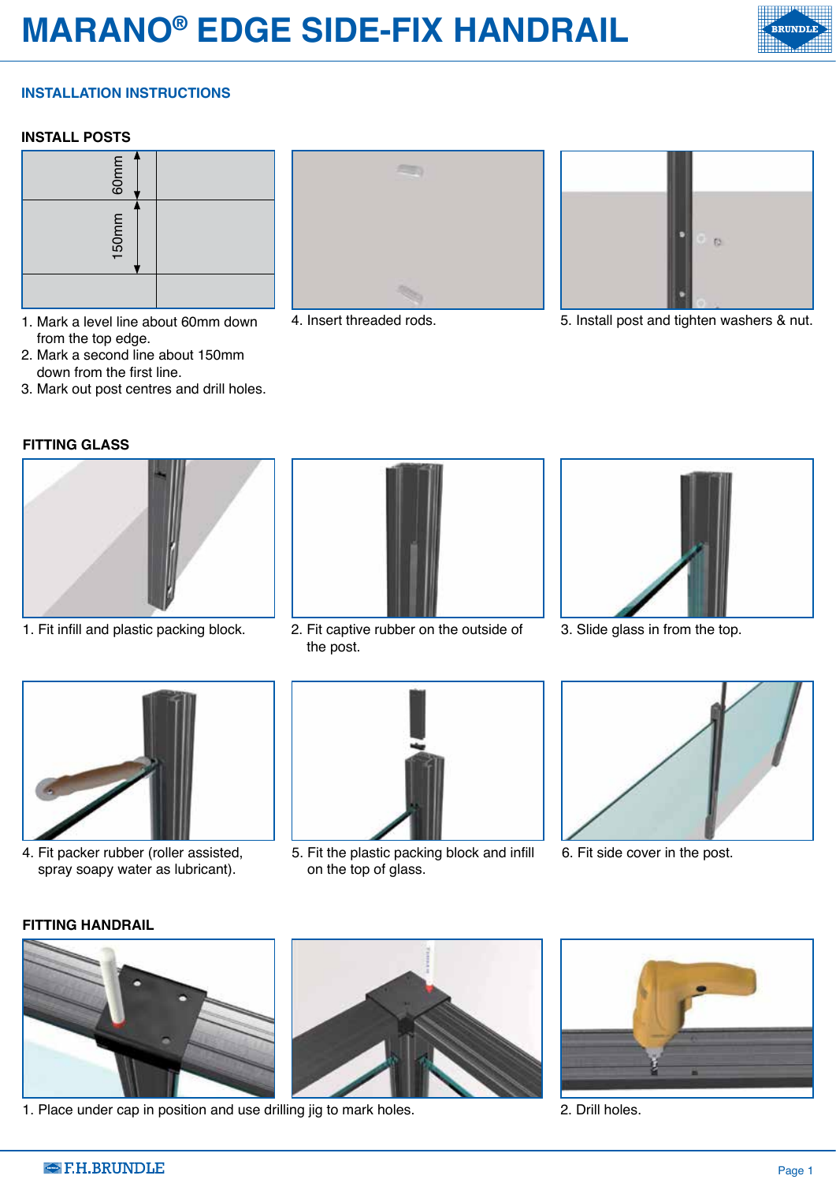# MARANO® EDGE SIDE-FIX HANDRAIL

## INSTALLATION INSTRUCTIONS

### INSTALL POSTS

60mm

150mm

1. Mark a level line about 60mm down from the top edge.
2. Mark a second line about 150mm down from the first line.
3. Mark out post centres and drill holes.
4. Insert threaded rods.
5. Install post and tighten washers & nut.

### FITTING GLASS

1. Fit infill and plastic packing block.
2. Fit captive rubber on the outside of the post.
3. Slide glass in from the top.
4. Fit packer rubber (roller assisted, spray soapy water as lubricant).
5. Fit the plastic packing block and infill on the top of glass.
6. Fit side cover in the post.

### FITTING HANDRAIL

1. Place under cap in position and use drilling jig to mark holes.
2. Drill holes.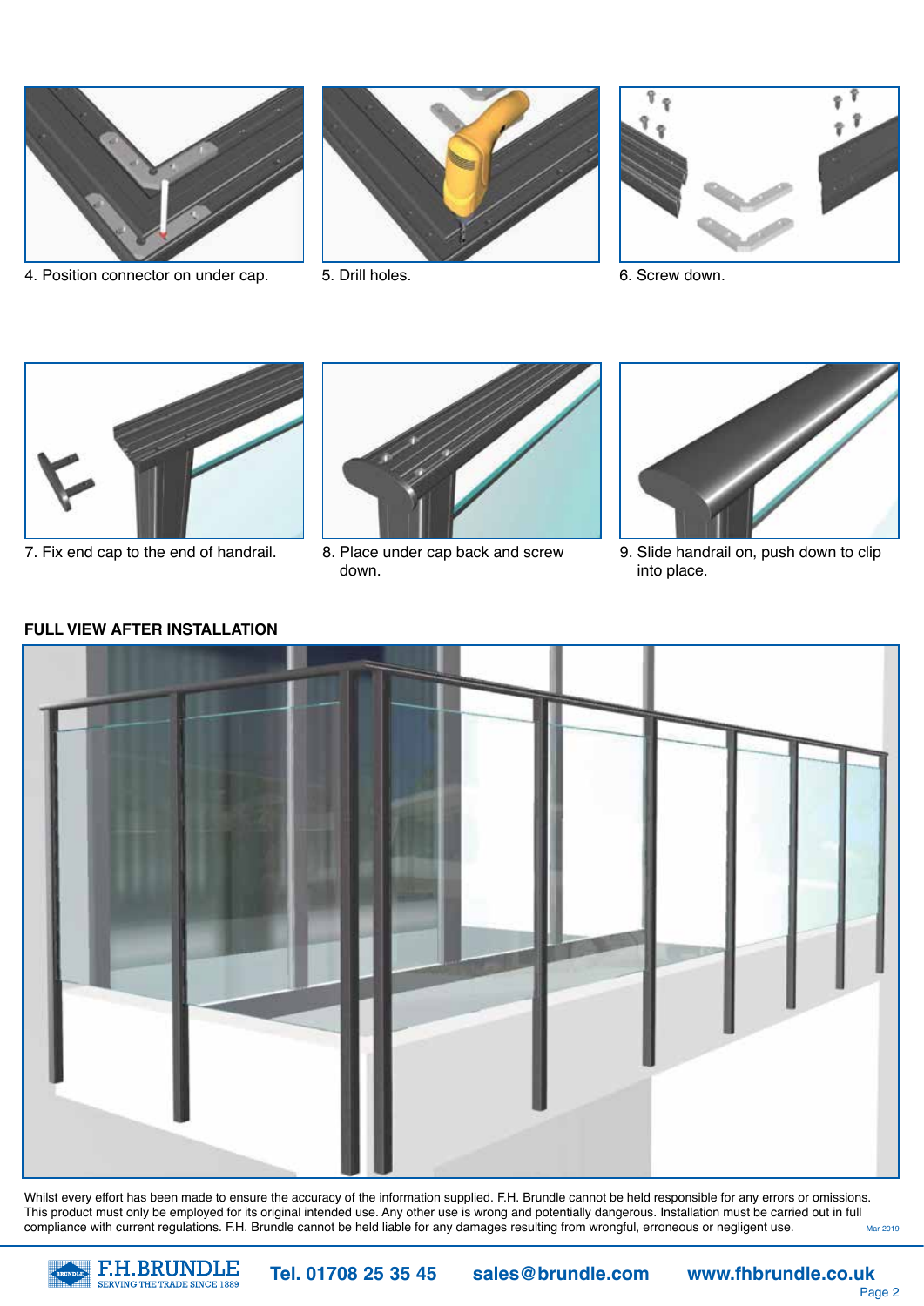4. Position connector on under cap.

5. Drill holes.

6. Screw down.

7. Fix end cap to the end of handrail.

8. Place under cap back and screw down.

9. Slide handrail on, push down to clip into place.

**FULL VIEW AFTER INSTALLATION**

Whilst every effort has been made to ensure the accuracy of the information supplied. F.H. Brundle cannot be held responsible for any errors or omissions. This product must only be employed for its original intended use. Any other use is wrong and potentially dangerous. Installation must be carried out in full compliance with current regulations. F.H. Brundle cannot be held liable for any damages resulting from wrongful, erroneous or negligent use.

Mar 2019

F.H.BRUNDLE SERVING THE TRADE SINCE 1889

Tel. 01708 25 35 45 sales@brundle.com www.fhbrundle.co.uk